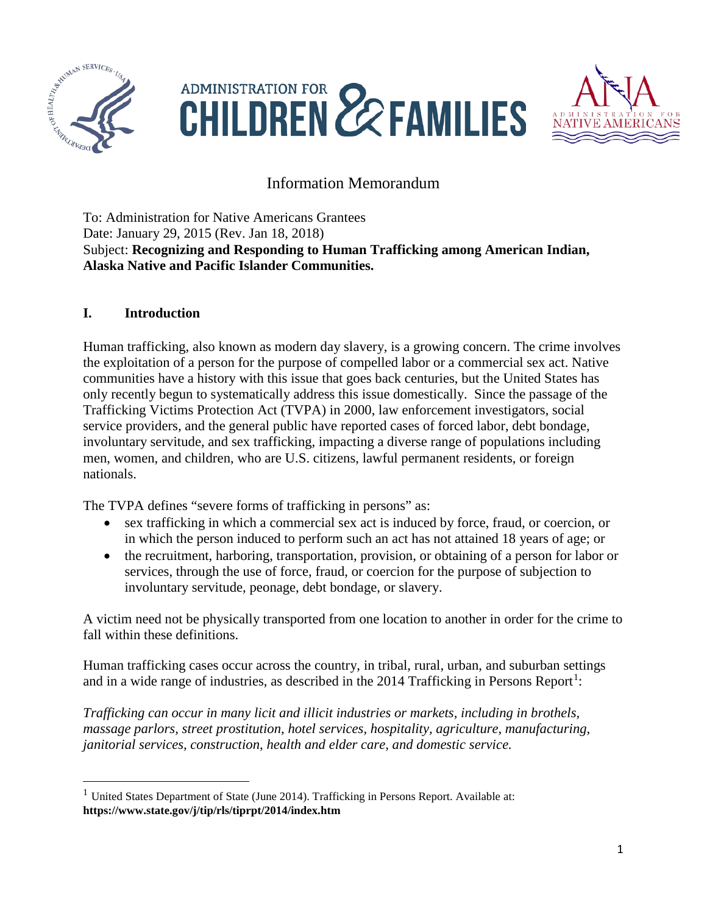# Information Memorandum

To: Administration for Native Americans Grantees
Date: January 29, 2015 (Rev. Jan 18, 2018)
Subject: **Recognizing and Responding to Human Trafficking among American Indian, Alaska Native and Pacific Islander Communities.**

## I. Introduction

Human trafficking, also known as modern day slavery, is a growing concern. The crime involves the exploitation of a person for the purpose of compelled labor or a commercial sex act. Native communities have a history with this issue that goes back centuries, but the United States has only recently begun to systematically address this issue domestically. Since the passage of the Trafficking Victims Protection Act (TVPA) in 2000, law enforcement investigators, social service providers, and the general public have reported cases of forced labor, debt bondage, involuntary servitude, and sex trafficking, impacting a diverse range of populations including men, women, and children, who are U.S. citizens, lawful permanent residents, or foreign nationals.

The TVPA defines "severe forms of trafficking in persons" as:

- sex trafficking in which a commercial sex act is induced by force, fraud, or coercion, or in which the person induced to perform such an act has not attained 18 years of age; or
- the recruitment, harboring, transportation, provision, or obtaining of a person for labor or services, through the use of force, fraud, or coercion for the purpose of subjection to involuntary servitude, peonage, debt bondage, or slavery.

A victim need not be physically transported from one location to another in order for the crime to fall within these definitions.

Human trafficking cases occur across the country, in tribal, rural, urban, and suburban settings and in a wide range of industries, as described in the 2014 Trafficking in Persons Report[1]:

*Trafficking can occur in many licit and illicit industries or markets, including in brothels, massage parlors, street prostitution, hotel services, hospitality, agriculture, manufacturing, janitorial services, construction, health and elder care, and domestic service.*

[1] United States Department of State (June 2014). Trafficking in Persons Report. Available at: **https://www.state.gov/j/tip/rls/tiprpt/2014/index.htm**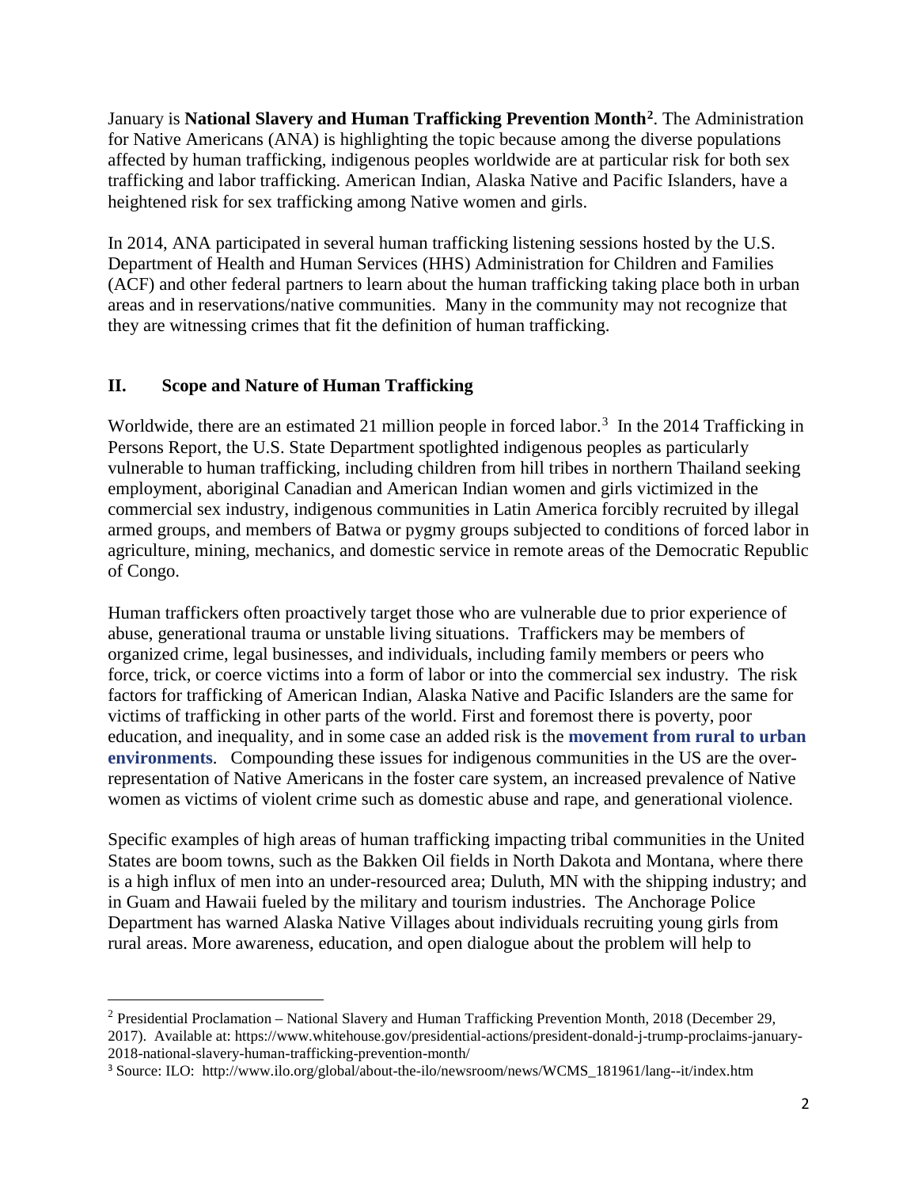January is **National Slavery and Human Trafficking Prevention Month**[2]. The Administration for Native Americans (ANA) is highlighting the topic because among the diverse populations affected by human trafficking, indigenous peoples worldwide are at particular risk for both sex trafficking and labor trafficking. American Indian, Alaska Native and Pacific Islanders, have a heightened risk for sex trafficking among Native women and girls.

In 2014, ANA participated in several human trafficking listening sessions hosted by the U.S. Department of Health and Human Services (HHS) Administration for Children and Families (ACF) and other federal partners to learn about the human trafficking taking place both in urban areas and in reservations/native communities. Many in the community may not recognize that they are witnessing crimes that fit the definition of human trafficking.

## II. Scope and Nature of Human Trafficking

Worldwide, there are an estimated 21 million people in forced labor.[3] In the 2014 Trafficking in Persons Report, the U.S. State Department spotlighted indigenous peoples as particularly vulnerable to human trafficking, including children from hill tribes in northern Thailand seeking employment, aboriginal Canadian and American Indian women and girls victimized in the commercial sex industry, indigenous communities in Latin America forcibly recruited by illegal armed groups, and members of Batwa or pygmy groups subjected to conditions of forced labor in agriculture, mining, mechanics, and domestic service in remote areas of the Democratic Republic of Congo.

Human traffickers often proactively target those who are vulnerable due to prior experience of abuse, generational trauma or unstable living situations. Traffickers may be members of organized crime, legal businesses, and individuals, including family members or peers who force, trick, or coerce victims into a form of labor or into the commercial sex industry. The risk factors for trafficking of American Indian, Alaska Native and Pacific Islanders are the same for victims of trafficking in other parts of the world. First and foremost there is poverty, poor education, and inequality, and in some case an added risk is the **movement from rural to urban environments**. Compounding these issues for indigenous communities in the US are the over-representation of Native Americans in the foster care system, an increased prevalence of Native women as victims of violent crime such as domestic abuse and rape, and generational violence.

Specific examples of high areas of human trafficking impacting tribal communities in the United States are boom towns, such as the Bakken Oil fields in North Dakota and Montana, where there is a high influx of men into an under-resourced area; Duluth, MN with the shipping industry; and in Guam and Hawaii fueled by the military and tourism industries. The Anchorage Police Department has warned Alaska Native Villages about individuals recruiting young girls from rural areas. More awareness, education, and open dialogue about the problem will help to

---

[2] Presidential Proclamation – National Slavery and Human Trafficking Prevention Month, 2018 (December 29, 2017). Available at: https://www.whitehouse.gov/presidential-actions/president-donald-j-trump-proclaims-january-2018-national-slavery-human-trafficking-prevention-month/

[3] Source: ILO: http://www.ilo.org/global/about-the-ilo/newsroom/news/WCMS_181961/lang--it/index.htm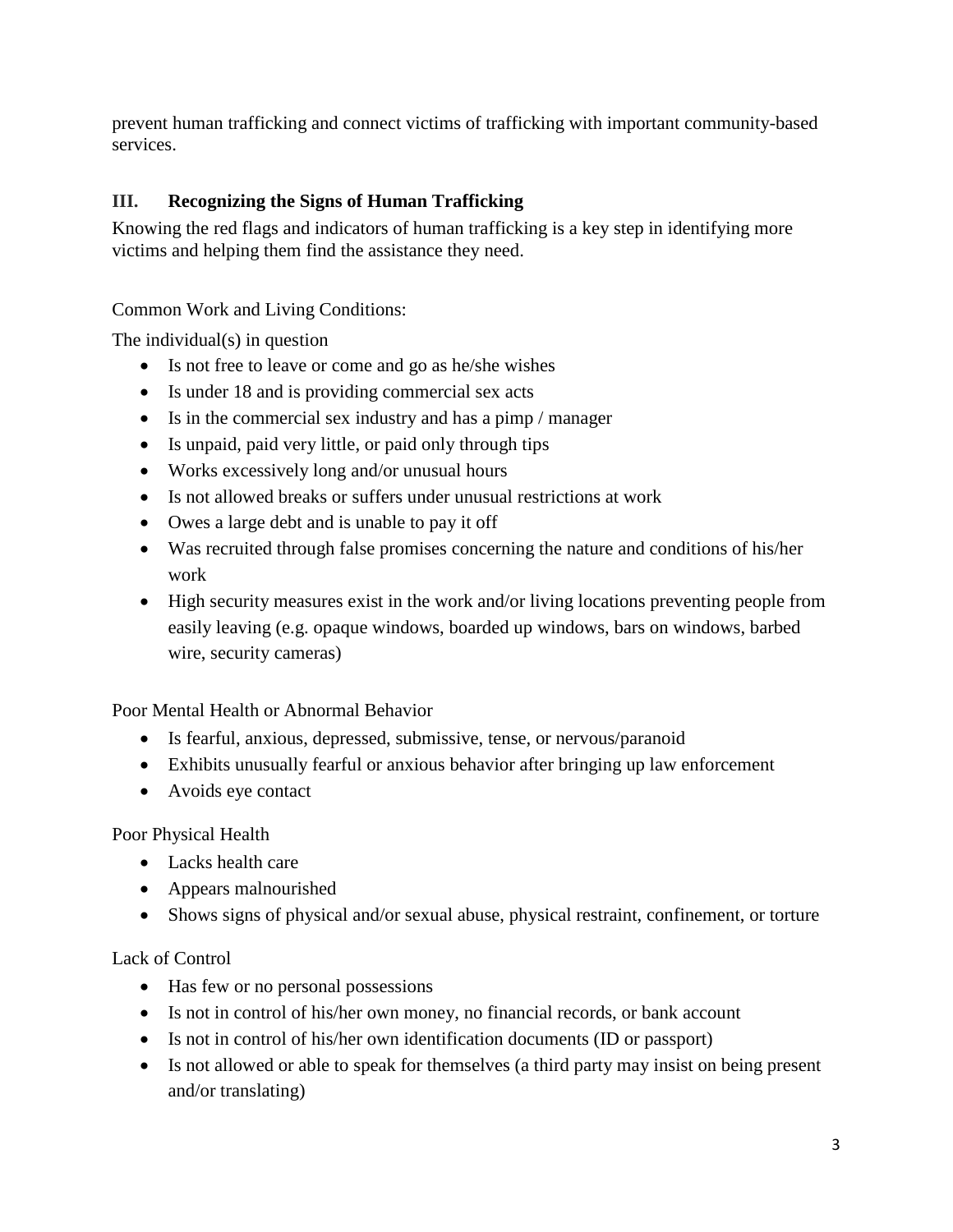prevent human trafficking and connect victims of trafficking with important community-based services.

## III. Recognizing the Signs of Human Trafficking

Knowing the red flags and indicators of human trafficking is a key step in identifying more victims and helping them find the assistance they need.

Common Work and Living Conditions:

The individual(s) in question

- Is not free to leave or come and go as he/she wishes
- Is under 18 and is providing commercial sex acts
- Is in the commercial sex industry and has a pimp / manager
- Is unpaid, paid very little, or paid only through tips
- Works excessively long and/or unusual hours
- Is not allowed breaks or suffers under unusual restrictions at work
- Owes a large debt and is unable to pay it off
- Was recruited through false promises concerning the nature and conditions of his/her work
- High security measures exist in the work and/or living locations preventing people from easily leaving (e.g. opaque windows, boarded up windows, bars on windows, barbed wire, security cameras)

Poor Mental Health or Abnormal Behavior

- Is fearful, anxious, depressed, submissive, tense, or nervous/paranoid
- Exhibits unusually fearful or anxious behavior after bringing up law enforcement
- Avoids eye contact

Poor Physical Health

- Lacks health care
- Appears malnourished
- Shows signs of physical and/or sexual abuse, physical restraint, confinement, or torture

Lack of Control

- Has few or no personal possessions
- Is not in control of his/her own money, no financial records, or bank account
- Is not in control of his/her own identification documents (ID or passport)
- Is not allowed or able to speak for themselves (a third party may insist on being present and/or translating)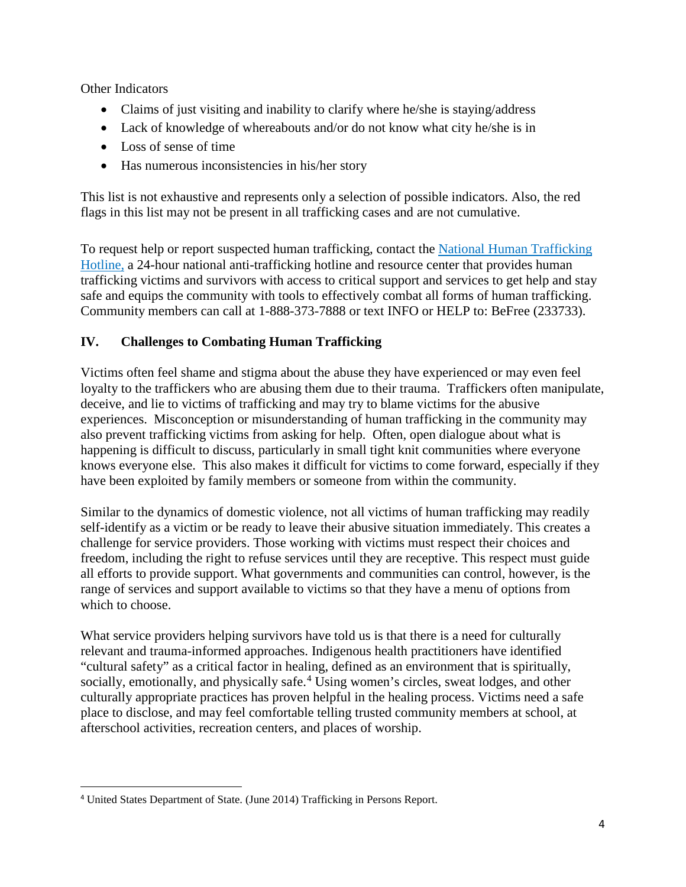Other Indicators

- Claims of just visiting and inability to clarify where he/she is staying/address
- Lack of knowledge of whereabouts and/or do not know what city he/she is in
- Loss of sense of time
- Has numerous inconsistencies in his/her story

This list is not exhaustive and represents only a selection of possible indicators. Also, the red flags in this list may not be present in all trafficking cases and are not cumulative.

To request help or report suspected human trafficking, contact the [National Human Trafficking Hotline,](#) a 24-hour national anti-trafficking hotline and resource center that provides human trafficking victims and survivors with access to critical support and services to get help and stay safe and equips the community with tools to effectively combat all forms of human trafficking. Community members can call at 1-888-373-7888 or text INFO or HELP to: BeFree (233733).

## IV. Challenges to Combating Human Trafficking

Victims often feel shame and stigma about the abuse they have experienced or may even feel loyalty to the traffickers who are abusing them due to their trauma. Traffickers often manipulate, deceive, and lie to victims of trafficking and may try to blame victims for the abusive experiences. Misconception or misunderstanding of human trafficking in the community may also prevent trafficking victims from asking for help. Often, open dialogue about what is happening is difficult to discuss, particularly in small tight knit communities where everyone knows everyone else. This also makes it difficult for victims to come forward, especially if they have been exploited by family members or someone from within the community.

Similar to the dynamics of domestic violence, not all victims of human trafficking may readily self-identify as a victim or be ready to leave their abusive situation immediately. This creates a challenge for service providers. Those working with victims must respect their choices and freedom, including the right to refuse services until they are receptive. This respect must guide all efforts to provide support. What governments and communities can control, however, is the range of services and support available to victims so that they have a menu of options from which to choose.

What service providers helping survivors have told us is that there is a need for culturally relevant and trauma-informed approaches. Indigenous health practitioners have identified "cultural safety" as a critical factor in healing, defined as an environment that is spiritually, socially, emotionally, and physically safe.[4] Using women's circles, sweat lodges, and other culturally appropriate practices has proven helpful in the healing process. Victims need a safe place to disclose, and may feel comfortable telling trusted community members at school, at afterschool activities, recreation centers, and places of worship.

[4] United States Department of State. (June 2014) Trafficking in Persons Report.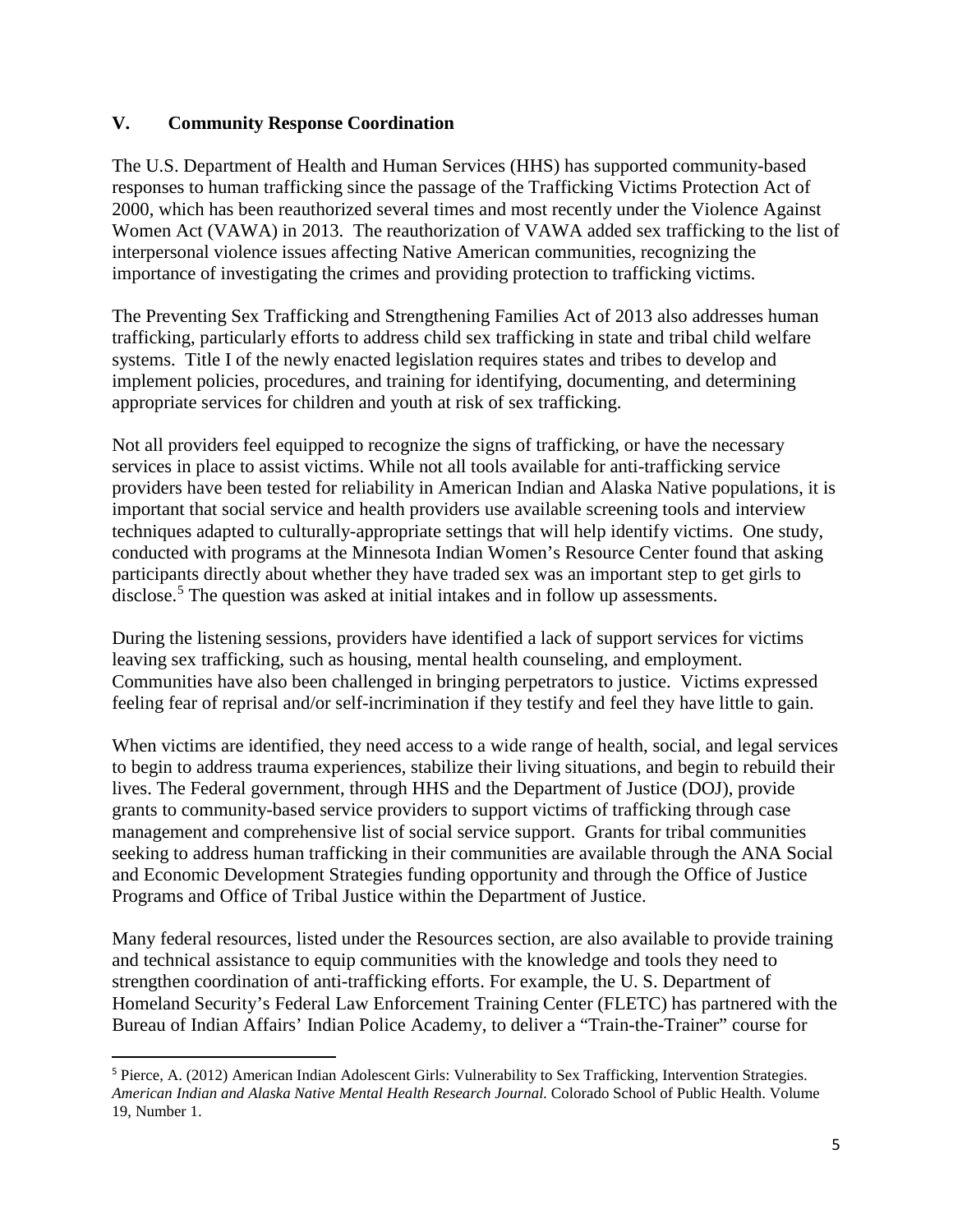## V. Community Response Coordination

The U.S. Department of Health and Human Services (HHS) has supported community-based responses to human trafficking since the passage of the Trafficking Victims Protection Act of 2000, which has been reauthorized several times and most recently under the Violence Against Women Act (VAWA) in 2013. The reauthorization of VAWA added sex trafficking to the list of interpersonal violence issues affecting Native American communities, recognizing the importance of investigating the crimes and providing protection to trafficking victims.

The Preventing Sex Trafficking and Strengthening Families Act of 2013 also addresses human trafficking, particularly efforts to address child sex trafficking in state and tribal child welfare systems. Title I of the newly enacted legislation requires states and tribes to develop and implement policies, procedures, and training for identifying, documenting, and determining appropriate services for children and youth at risk of sex trafficking.

Not all providers feel equipped to recognize the signs of trafficking, or have the necessary services in place to assist victims. While not all tools available for anti-trafficking service providers have been tested for reliability in American Indian and Alaska Native populations, it is important that social service and health providers use available screening tools and interview techniques adapted to culturally-appropriate settings that will help identify victims. One study, conducted with programs at the Minnesota Indian Women's Resource Center found that asking participants directly about whether they have traded sex was an important step to get girls to disclose.[5] The question was asked at initial intakes and in follow up assessments.

During the listening sessions, providers have identified a lack of support services for victims leaving sex trafficking, such as housing, mental health counseling, and employment. Communities have also been challenged in bringing perpetrators to justice. Victims expressed feeling fear of reprisal and/or self-incrimination if they testify and feel they have little to gain.

When victims are identified, they need access to a wide range of health, social, and legal services to begin to address trauma experiences, stabilize their living situations, and begin to rebuild their lives. The Federal government, through HHS and the Department of Justice (DOJ), provide grants to community-based service providers to support victims of trafficking through case management and comprehensive list of social service support. Grants for tribal communities seeking to address human trafficking in their communities are available through the ANA Social and Economic Development Strategies funding opportunity and through the Office of Justice Programs and Office of Tribal Justice within the Department of Justice.

Many federal resources, listed under the Resources section, are also available to provide training and technical assistance to equip communities with the knowledge and tools they need to strengthen coordination of anti-trafficking efforts. For example, the U. S. Department of Homeland Security's Federal Law Enforcement Training Center (FLETC) has partnered with the Bureau of Indian Affairs' Indian Police Academy, to deliver a "Train-the-Trainer" course for

---

[5] Pierce, A. (2012) American Indian Adolescent Girls: Vulnerability to Sex Trafficking, Intervention Strategies. *American Indian and Alaska Native Mental Health Research Journal.* Colorado School of Public Health. Volume 19, Number 1.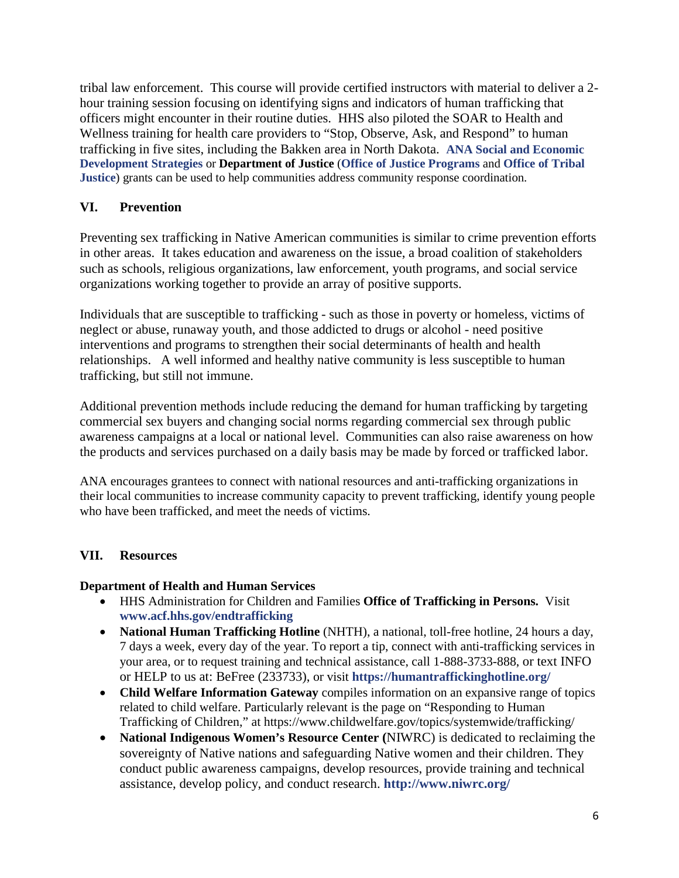tribal law enforcement. This course will provide certified instructors with material to deliver a 2-hour training session focusing on identifying signs and indicators of human trafficking that officers might encounter in their routine duties. HHS also piloted the SOAR to Health and Wellness training for health care providers to "Stop, Observe, Ask, and Respond" to human trafficking in five sites, including the Bakken area in North Dakota. **ANA Social and Economic Development Strategies** or **Department of Justice** (**Office of Justice Programs** and **Office of Tribal Justice**) grants can be used to help communities address community response coordination.

## VI. Prevention

Preventing sex trafficking in Native American communities is similar to crime prevention efforts in other areas. It takes education and awareness on the issue, a broad coalition of stakeholders such as schools, religious organizations, law enforcement, youth programs, and social service organizations working together to provide an array of positive supports.

Individuals that are susceptible to trafficking - such as those in poverty or homeless, victims of neglect or abuse, runaway youth, and those addicted to drugs or alcohol - need positive interventions and programs to strengthen their social determinants of health and health relationships. A well informed and healthy native community is less susceptible to human trafficking, but still not immune.

Additional prevention methods include reducing the demand for human trafficking by targeting commercial sex buyers and changing social norms regarding commercial sex through public awareness campaigns at a local or national level. Communities can also raise awareness on how the products and services purchased on a daily basis may be made by forced or trafficked labor.

ANA encourages grantees to connect with national resources and anti-trafficking organizations in their local communities to increase community capacity to prevent trafficking, identify young people who have been trafficked, and meet the needs of victims.

## VII. Resources

**Department of Health and Human Services**

- HHS Administration for Children and Families **Office of Trafficking in Persons.** Visit **www.acf.hhs.gov/endtrafficking**
- **National Human Trafficking Hotline** (NHTH), a national, toll-free hotline, 24 hours a day, 7 days a week, every day of the year. To report a tip, connect with anti-trafficking services in your area, or to request training and technical assistance, call 1-888-3733-888, or text INFO or HELP to us at: BeFree (233733), or visit **https://humantraffickinghotline.org/**
- **Child Welfare Information Gateway** compiles information on an expansive range of topics related to child welfare. Particularly relevant is the page on "Responding to Human Trafficking of Children," at https://www.childwelfare.gov/topics/systemwide/trafficking/
- **National Indigenous Women's Resource Center (**NIWRC) is dedicated to reclaiming the sovereignty of Native nations and safeguarding Native women and their children. They conduct public awareness campaigns, develop resources, provide training and technical assistance, develop policy, and conduct research. **http://www.niwrc.org/**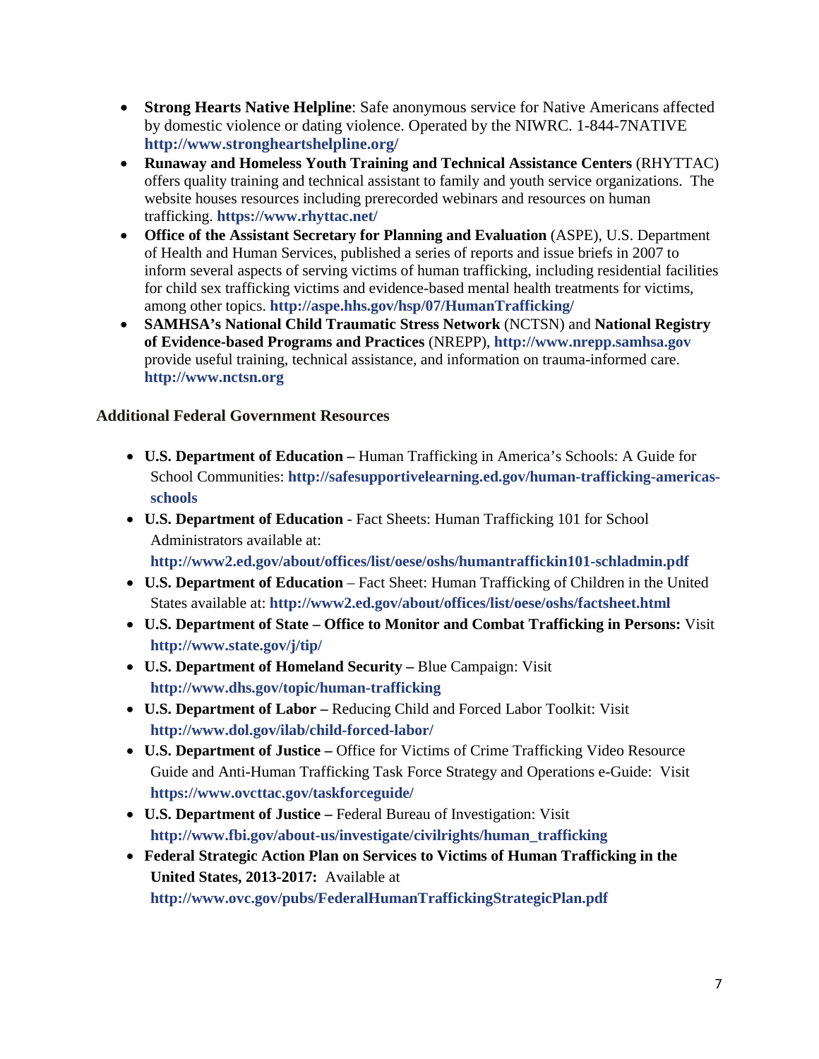- **Strong Hearts Native Helpline**: Safe anonymous service for Native Americans affected by domestic violence or dating violence. Operated by the NIWRC. 1-844-7NATIVE **http://www.strongheartshelpline.org/**
- **Runaway and Homeless Youth Training and Technical Assistance Centers** (RHYTTAC) offers quality training and technical assistant to family and youth service organizations. The website houses resources including prerecorded webinars and resources on human trafficking. **https://www.rhyttac.net/**
- **Office of the Assistant Secretary for Planning and Evaluation** (ASPE), U.S. Department of Health and Human Services, published a series of reports and issue briefs in 2007 to inform several aspects of serving victims of human trafficking, including residential facilities for child sex trafficking victims and evidence-based mental health treatments for victims, among other topics. **http://aspe.hhs.gov/hsp/07/HumanTrafficking/**
- **SAMHSA's National Child Traumatic Stress Network** (NCTSN) and **National Registry of Evidence-based Programs and Practices** (NREPP), **http://www.nrepp.samhsa.gov** provide useful training, technical assistance, and information on trauma-informed care. **http://www.nctsn.org**

### Additional Federal Government Resources

- **U.S. Department of Education –** Human Trafficking in America's Schools: A Guide for School Communities: **http://safesupportivelearning.ed.gov/human-trafficking-americas-schools**
- **U.S. Department of Education** - Fact Sheets: Human Trafficking 101 for School Administrators available at: **http://www2.ed.gov/about/offices/list/oese/oshs/humantraffickin101-schladmin.pdf**
- **U.S. Department of Education** – Fact Sheet: Human Trafficking of Children in the United States available at: **http://www2.ed.gov/about/offices/list/oese/oshs/factsheet.html**
- **U.S. Department of State – Office to Monitor and Combat Trafficking in Persons:** Visit **http://www.state.gov/j/tip/**
- **U.S. Department of Homeland Security –** Blue Campaign: Visit **http://www.dhs.gov/topic/human-trafficking**
- **U.S. Department of Labor –** Reducing Child and Forced Labor Toolkit: Visit **http://www.dol.gov/ilab/child-forced-labor/**
- **U.S. Department of Justice –** Office for Victims of Crime Trafficking Video Resource Guide and Anti-Human Trafficking Task Force Strategy and Operations e-Guide: Visit **https://www.ovcttac.gov/taskforceguide/**
- **U.S. Department of Justice –** Federal Bureau of Investigation: Visit **http://www.fbi.gov/about-us/investigate/civilrights/human_trafficking**
- **Federal Strategic Action Plan on Services to Victims of Human Trafficking in the United States, 2013-2017:** Available at **http://www.ovc.gov/pubs/FederalHumanTraffickingStrategicPlan.pdf**